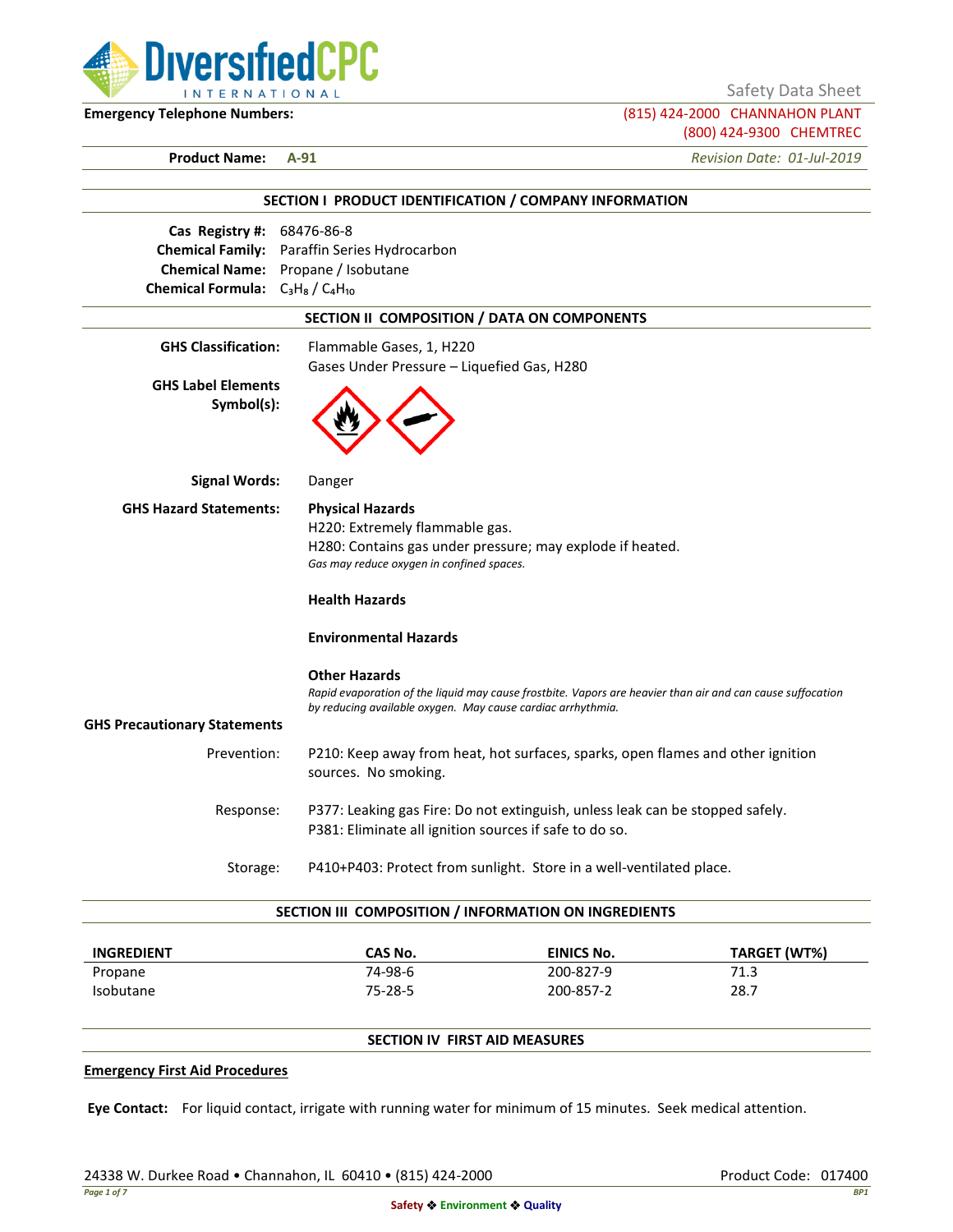DiversifiedCPC INTERNATIONAL

Safety Data Sheet

**Emergency Telephone Numbers:** (815) 424-2000 CHANNAHON PLANT
(800) 424-9300 CHEMTREC

**Product Name: A-91** *Revision Date: 01-Jul-2019*

## SECTION I PRODUCT IDENTIFICATION / COMPANY INFORMATION

**Cas Registry #:** 68476-86-8
**Chemical Family:** Paraffin Series Hydrocarbon
**Chemical Name:** Propane / Isobutane
**Chemical Formula:** $C_3H_8$ / $C_4H_{10}$

## SECTION II COMPOSITION / DATA ON COMPONENTS

**GHS Classification:** Flammable Gases, 1, H220
Gases Under Pressure – Liquefied Gas, H280

**GHS Label Elements Symbol(s):**

**Signal Words:** Danger

**GHS Hazard Statements:**

**Physical Hazards**
H220: Extremely flammable gas.
H280: Contains gas under pressure; may explode if heated.
*Gas may reduce oxygen in confined spaces.*

**Health Hazards**

**Environmental Hazards**

**Other Hazards**
*Rapid evaporation of the liquid may cause frostbite. Vapors are heavier than air and can cause suffocation by reducing available oxygen. May cause cardiac arrhythmia.*

**GHS Precautionary Statements**

Prevention: P210: Keep away from heat, hot surfaces, sparks, open flames and other ignition sources. No smoking.

Response: P377: Leaking gas Fire: Do not extinguish, unless leak can be stopped safely.
P381: Eliminate all ignition sources if safe to do so.

Storage: P410+P403: Protect from sunlight. Store in a well-ventilated place.

## SECTION III COMPOSITION / INFORMATION ON INGREDIENTS

| INGREDIENT | CAS No. | EINICS No. | TARGET (WT%) |
|---|---|---|---|
| Propane | 74-98-6 | 200-827-9 | 71.3 |
| Isobutane | 75-28-5 | 200-857-2 | 28.7 |

## SECTION IV FIRST AID MEASURES

**Emergency First Aid Procedures**

**Eye Contact:** For liquid contact, irrigate with running water for minimum of 15 minutes. Seek medical attention.

24338 W. Durkee Road • Channahon, IL 60410 • (815) 424-2000 Product Code: 017400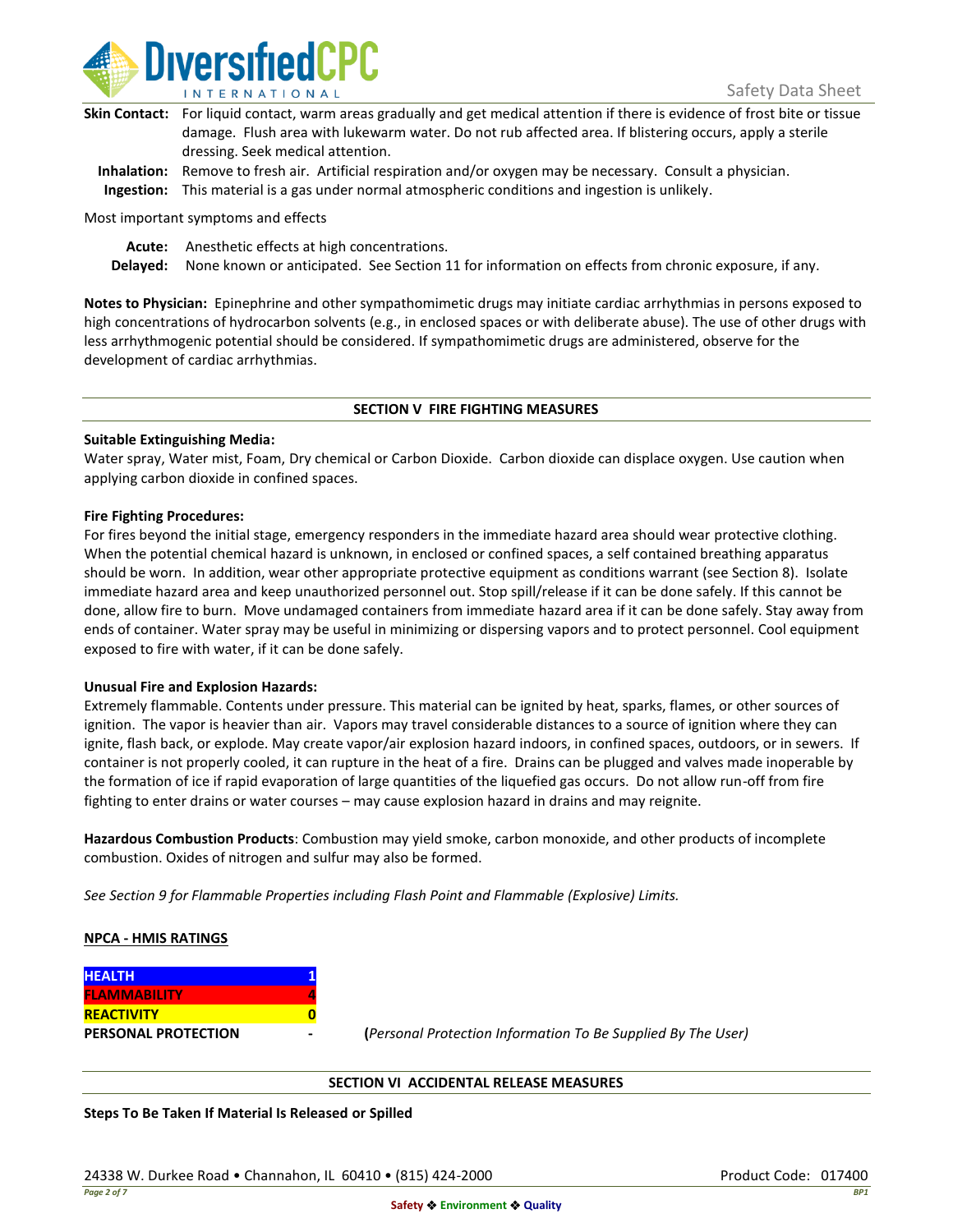**Skin Contact:** For liquid contact, warm areas gradually and get medical attention if there is evidence of frost bite or tissue damage. Flush area with lukewarm water. Do not rub affected area. If blistering occurs, apply a sterile dressing. Seek medical attention.

**Inhalation:** Remove to fresh air. Artificial respiration and/or oxygen may be necessary. Consult a physician.

**Ingestion:** This material is a gas under normal atmospheric conditions and ingestion is unlikely.

Most important symptoms and effects

**Acute:** Anesthetic effects at high concentrations.

**Delayed:** None known or anticipated. See Section 11 for information on effects from chronic exposure, if any.

**Notes to Physician:** Epinephrine and other sympathomimetic drugs may initiate cardiac arrhythmias in persons exposed to high concentrations of hydrocarbon solvents (e.g., in enclosed spaces or with deliberate abuse). The use of other drugs with less arrhythmogenic potential should be considered. If sympathomimetic drugs are administered, observe for the development of cardiac arrhythmias.

## SECTION V FIRE FIGHTING MEASURES

**Suitable Extinguishing Media:**

Water spray, Water mist, Foam, Dry chemical or Carbon Dioxide. Carbon dioxide can displace oxygen. Use caution when applying carbon dioxide in confined spaces.

**Fire Fighting Procedures:**

For fires beyond the initial stage, emergency responders in the immediate hazard area should wear protective clothing. When the potential chemical hazard is unknown, in enclosed or confined spaces, a self contained breathing apparatus should be worn. In addition, wear other appropriate protective equipment as conditions warrant (see Section 8). Isolate immediate hazard area and keep unauthorized personnel out. Stop spill/release if it can be done safely. If this cannot be done, allow fire to burn. Move undamaged containers from immediate hazard area if it can be done safely. Stay away from ends of container. Water spray may be useful in minimizing or dispersing vapors and to protect personnel. Cool equipment exposed to fire with water, if it can be done safely.

**Unusual Fire and Explosion Hazards:**

Extremely flammable. Contents under pressure. This material can be ignited by heat, sparks, flames, or other sources of ignition. The vapor is heavier than air. Vapors may travel considerable distances to a source of ignition where they can ignite, flash back, or explode. May create vapor/air explosion hazard indoors, in confined spaces, outdoors, or in sewers. If container is not properly cooled, it can rupture in the heat of a fire. Drains can be plugged and valves made inoperable by the formation of ice if rapid evaporation of large quantities of the liquefied gas occurs. Do not allow run-off from fire fighting to enter drains or water courses – may cause explosion hazard in drains and may reignite.

**Hazardous Combustion Products**: Combustion may yield smoke, carbon monoxide, and other products of incomplete combustion. Oxides of nitrogen and sulfur may also be formed.

*See Section 9 for Flammable Properties including Flash Point and Flammable (Explosive) Limits.*

**NPCA - HMIS RATINGS**

| | |
|---|---|
| HEALTH | 1 |
| FLAMMABILITY | 4 |
| REACTIVITY | 0 |
| PERSONAL PROTECTION | - |

(*Personal Protection Information To Be Supplied By The User)*

## SECTION VI ACCIDENTAL RELEASE MEASURES

**Steps To Be Taken If Material Is Released or Spilled**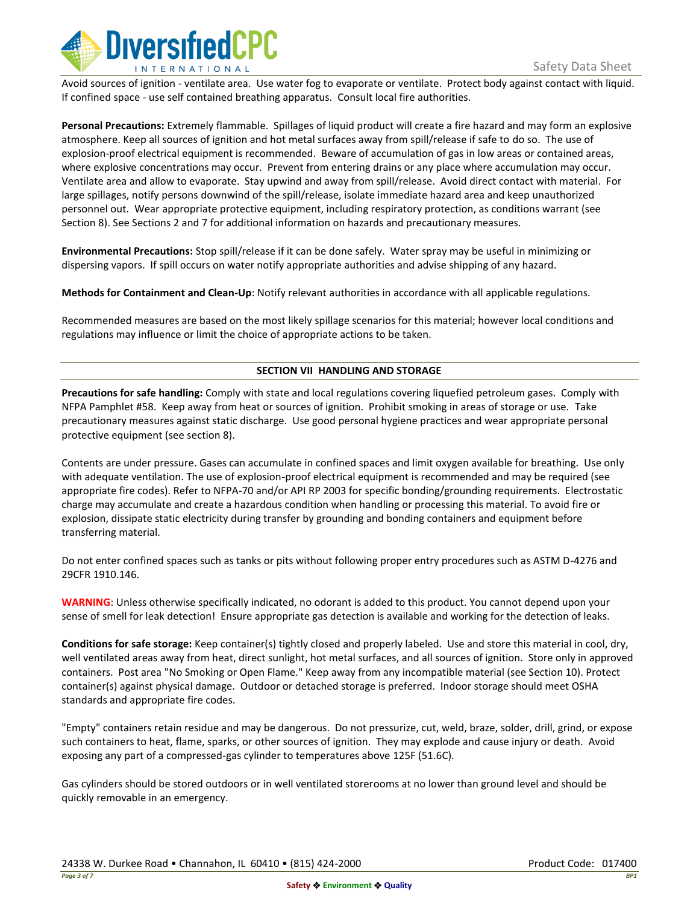Avoid sources of ignition - ventilate area.  Use water fog to evaporate or ventilate.  Protect body against contact with liquid.  If confined space - use self contained breathing apparatus.  Consult local fire authorities.

**Personal Precautions:** Extremely flammable.  Spillages of liquid product will create a fire hazard and may form an explosive atmosphere. Keep all sources of ignition and hot metal surfaces away from spill/release if safe to do so.  The use of explosion-proof electrical equipment is recommended.  Beware of accumulation of gas in low areas or contained areas, where explosive concentrations may occur.  Prevent from entering drains or any place where accumulation may occur.  Ventilate area and allow to evaporate.  Stay upwind and away from spill/release.  Avoid direct contact with material.  For large spillages, notify persons downwind of the spill/release, isolate immediate hazard area and keep unauthorized personnel out.  Wear appropriate protective equipment, including respiratory protection, as conditions warrant (see Section 8). See Sections 2 and 7 for additional information on hazards and precautionary measures.

**Environmental Precautions:** Stop spill/release if it can be done safely.  Water spray may be useful in minimizing or dispersing vapors.  If spill occurs on water notify appropriate authorities and advise shipping of any hazard.

**Methods for Containment and Clean-Up**: Notify relevant authorities in accordance with all applicable regulations.

Recommended measures are based on the most likely spillage scenarios for this material; however local conditions and regulations may influence or limit the choice of appropriate actions to be taken.

## SECTION VII  HANDLING AND STORAGE

**Precautions for safe handling:** Comply with state and local regulations covering liquefied petroleum gases.  Comply with NFPA Pamphlet #58.  Keep away from heat or sources of ignition.  Prohibit smoking in areas of storage or use.  Take precautionary measures against static discharge.  Use good personal hygiene practices and wear appropriate personal protective equipment (see section 8).

Contents are under pressure. Gases can accumulate in confined spaces and limit oxygen available for breathing.  Use only with adequate ventilation. The use of explosion-proof electrical equipment is recommended and may be required (see appropriate fire codes). Refer to NFPA-70 and/or API RP 2003 for specific bonding/grounding requirements.  Electrostatic charge may accumulate and create a hazardous condition when handling or processing this material. To avoid fire or explosion, dissipate static electricity during transfer by grounding and bonding containers and equipment before transferring material.

Do not enter confined spaces such as tanks or pits without following proper entry procedures such as ASTM D-4276 and 29CFR 1910.146.

**WARNING**: Unless otherwise specifically indicated, no odorant is added to this product. You cannot depend upon your sense of smell for leak detection!  Ensure appropriate gas detection is available and working for the detection of leaks.

**Conditions for safe storage:** Keep container(s) tightly closed and properly labeled.  Use and store this material in cool, dry, well ventilated areas away from heat, direct sunlight, hot metal surfaces, and all sources of ignition.  Store only in approved containers.  Post area "No Smoking or Open Flame." Keep away from any incompatible material (see Section 10). Protect container(s) against physical damage.  Outdoor or detached storage is preferred.  Indoor storage should meet OSHA standards and appropriate fire codes.

"Empty" containers retain residue and may be dangerous.  Do not pressurize, cut, weld, braze, solder, drill, grind, or expose such containers to heat, flame, sparks, or other sources of ignition.  They may explode and cause injury or death.  Avoid exposing any part of a compressed-gas cylinder to temperatures above 125F (51.6C).

Gas cylinders should be stored outdoors or in well ventilated storerooms at no lower than ground level and should be quickly removable in an emergency.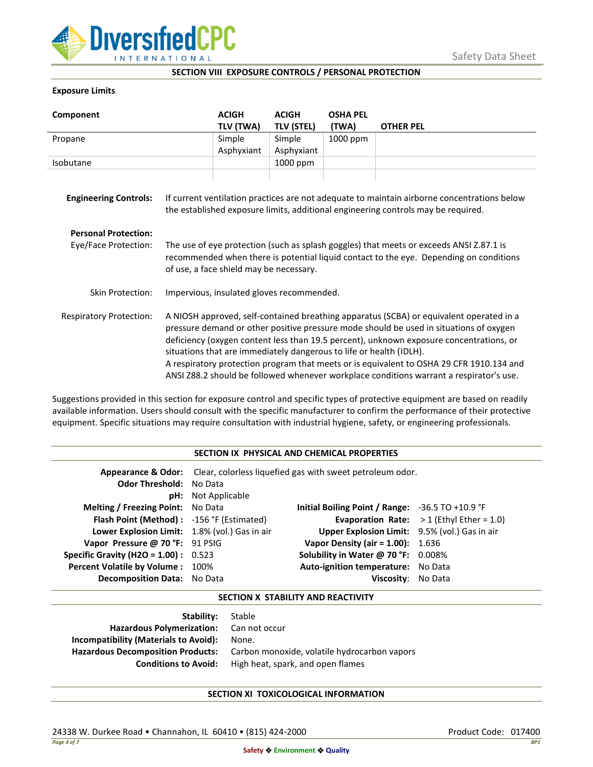## SECTION VIII EXPOSURE CONTROLS / PERSONAL PROTECTION

**Exposure Limits**

| Component | ACIGH TLV (TWA) | ACIGH TLV (STEL) | OSHA PEL (TWA) | OTHER PEL |
|---|---|---|---|---|
| Propane | Simple Asphyxiant | Simple Asphyxiant | 1000 ppm | |
| Isobutane | | 1000 ppm | | |
| | | | | |

**Engineering Controls:** If current ventilation practices are not adequate to maintain airborne concentrations below the established exposure limits, additional engineering controls may be required.

**Personal Protection:**

Eye/Face Protection: The use of eye protection (such as splash goggles) that meets or exceeds ANSI Z.87.1 is recommended when there is potential liquid contact to the eye. Depending on conditions of use, a face shield may be necessary.

Skin Protection: Impervious, insulated gloves recommended.

Respiratory Protection: A NIOSH approved, self-contained breathing apparatus (SCBA) or equivalent operated in a pressure demand or other positive pressure mode should be used in situations of oxygen deficiency (oxygen content less than 19.5 percent), unknown exposure concentrations, or situations that are immediately dangerous to life or health (IDLH).
A respiratory protection program that meets or is equivalent to OSHA 29 CFR 1910.134 and ANSI Z88.2 should be followed whenever workplace conditions warrant a respirator's use.

Suggestions provided in this section for exposure control and specific types of protective equipment are based on readily available information. Users should consult with the specific manufacturer to confirm the performance of their protective equipment. Specific situations may require consultation with industrial hygiene, safety, or engineering professionals.

## SECTION IX PHYSICAL AND CHEMICAL PROPERTIES

**Appearance & Odor:** Clear, colorless liquefied gas with sweet petroleum odor.

**Odor Threshold:** No Data

**pH:** Not Applicable

| | | | |
|---|---|---|---|
| **Melting / Freezing Point:** | No Data | **Initial Boiling Point / Range:** | -36.5 TO +10.9 °F |
| **Flash Point (Method) :** | -156 °F (Estimated) | **Evaporation Rate:** | > 1 (Ethyl Ether = 1.0) |
| **Lower Explosion Limit:** | 1.8% (vol.) Gas in air | **Upper Explosion Limit:** | 9.5% (vol.) Gas in air |
| **Vapor Pressure @ 70 °F:** | 91 PSIG | **Vapor Density (air = 1.00):** | 1.636 |
| **Specific Gravity (H2O = 1.00) :** | 0.523 | **Solubility in Water @ 70 °F:** | 0.008% |
| **Percent Volatile by Volume :** | 100% | **Auto-ignition temperature:** | No Data |
| **Decomposition Data:** | No Data | **Viscosity:** | No Data |

## SECTION X STABILITY AND REACTIVITY

**Stability:** Stable

**Hazardous Polymerization:** Can not occur

**Incompatibility (Materials to Avoid):** None.

**Hazardous Decomposition Products:** Carbon monoxide, volatile hydrocarbon vapors

**Conditions to Avoid:** High heat, spark, and open flames

## SECTION XI TOXICOLOGICAL INFORMATION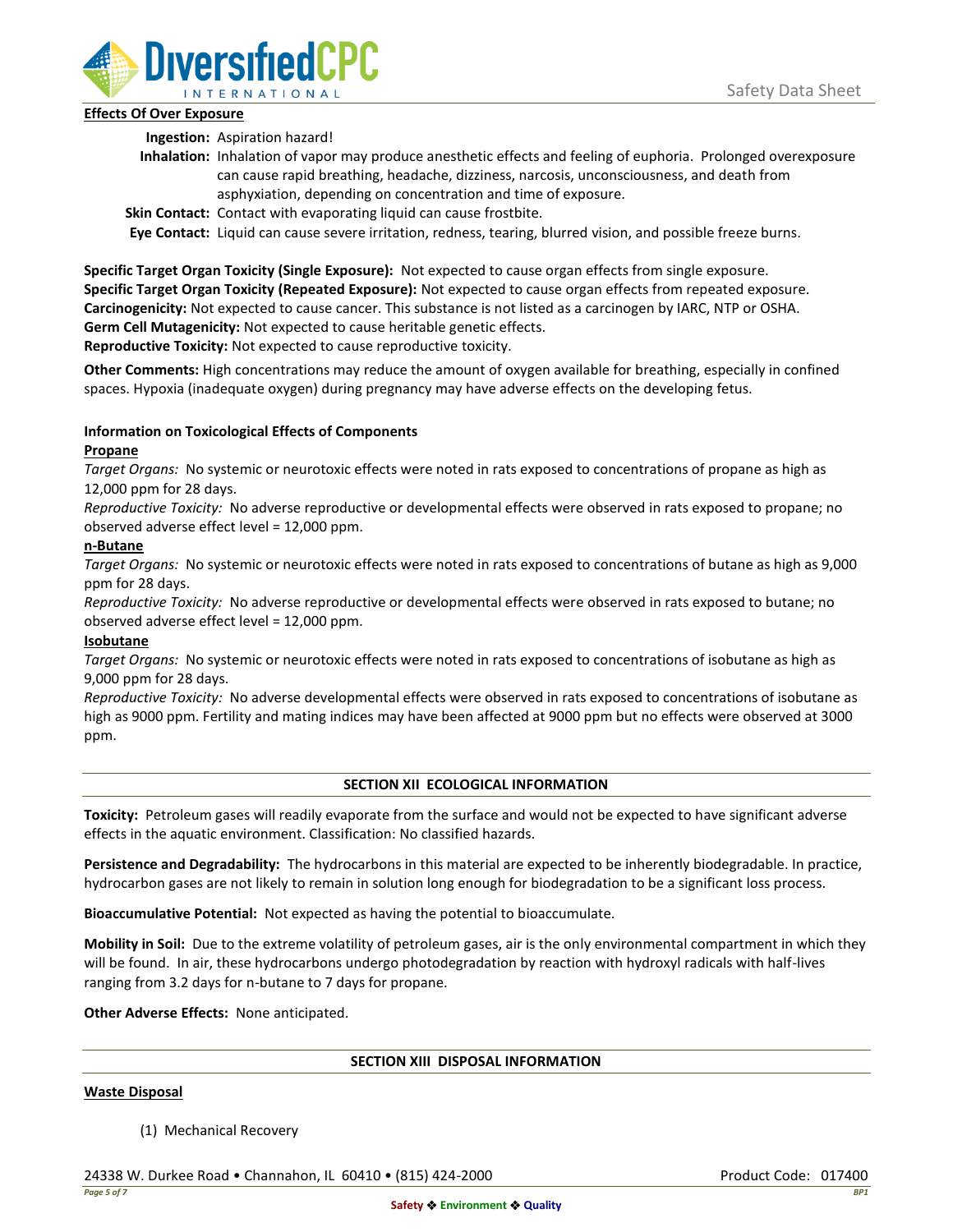**Effects Of Over Exposure**

**Ingestion:** Aspiration hazard!

**Inhalation:** Inhalation of vapor may produce anesthetic effects and feeling of euphoria. Prolonged overexposure can cause rapid breathing, headache, dizziness, narcosis, unconsciousness, and death from asphyxiation, depending on concentration and time of exposure.

**Skin Contact:** Contact with evaporating liquid can cause frostbite.

**Eye Contact:** Liquid can cause severe irritation, redness, tearing, blurred vision, and possible freeze burns.

**Specific Target Organ Toxicity (Single Exposure):** Not expected to cause organ effects from single exposure.
**Specific Target Organ Toxicity (Repeated Exposure):** Not expected to cause organ effects from repeated exposure.
**Carcinogenicity:** Not expected to cause cancer. This substance is not listed as a carcinogen by IARC, NTP or OSHA.
**Germ Cell Mutagenicity:** Not expected to cause heritable genetic effects.
**Reproductive Toxicity:** Not expected to cause reproductive toxicity.

**Other Comments:** High concentrations may reduce the amount of oxygen available for breathing, especially in confined spaces. Hypoxia (inadequate oxygen) during pregnancy may have adverse effects on the developing fetus.

**Information on Toxicological Effects of Components**

**Propane**

*Target Organs:* No systemic or neurotoxic effects were noted in rats exposed to concentrations of propane as high as 12,000 ppm for 28 days.

*Reproductive Toxicity:* No adverse reproductive or developmental effects were observed in rats exposed to propane; no observed adverse effect level = 12,000 ppm.

**n-Butane**

*Target Organs:* No systemic or neurotoxic effects were noted in rats exposed to concentrations of butane as high as 9,000 ppm for 28 days.

*Reproductive Toxicity:* No adverse reproductive or developmental effects were observed in rats exposed to butane; no observed adverse effect level = 12,000 ppm.

**Isobutane**

*Target Organs:* No systemic or neurotoxic effects were noted in rats exposed to concentrations of isobutane as high as 9,000 ppm for 28 days.

*Reproductive Toxicity:* No adverse developmental effects were observed in rats exposed to concentrations of isobutane as high as 9000 ppm. Fertility and mating indices may have been affected at 9000 ppm but no effects were observed at 3000 ppm.

## SECTION XII ECOLOGICAL INFORMATION

**Toxicity:** Petroleum gases will readily evaporate from the surface and would not be expected to have significant adverse effects in the aquatic environment. Classification: No classified hazards.

**Persistence and Degradability:** The hydrocarbons in this material are expected to be inherently biodegradable. In practice, hydrocarbon gases are not likely to remain in solution long enough for biodegradation to be a significant loss process.

**Bioaccumulative Potential:** Not expected as having the potential to bioaccumulate.

**Mobility in Soil:** Due to the extreme volatility of petroleum gases, air is the only environmental compartment in which they will be found. In air, these hydrocarbons undergo photodegradation by reaction with hydroxyl radicals with half-lives ranging from 3.2 days for n-butane to 7 days for propane.

**Other Adverse Effects:** None anticipated.

## SECTION XIII DISPOSAL INFORMATION

**Waste Disposal**

(1) Mechanical Recovery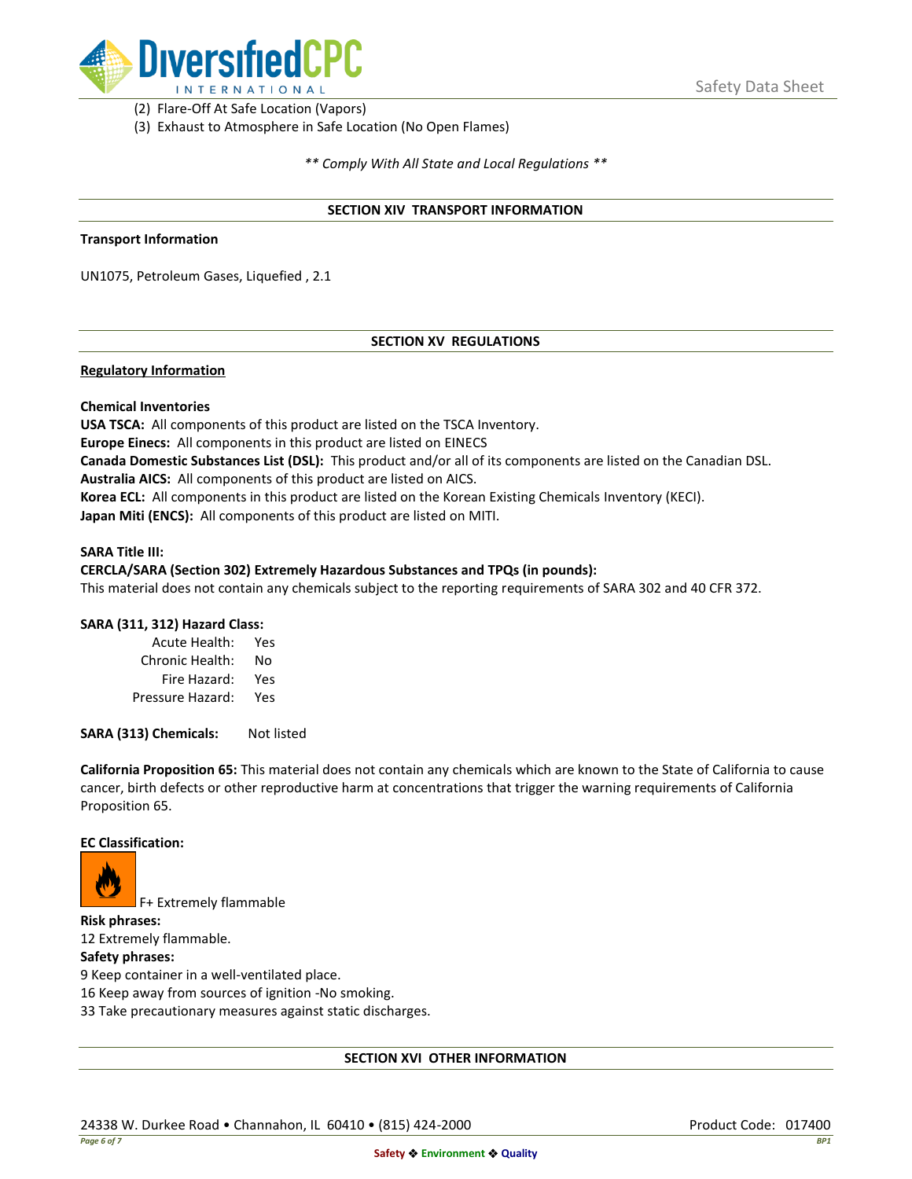(2) Flare-Off At Safe Location (Vapors)
(3) Exhaust to Atmosphere in Safe Location (No Open Flames)

*** Comply With All State and Local Regulations ***

## SECTION XIV TRANSPORT INFORMATION

**Transport Information**

UN1075, Petroleum Gases, Liquefied , 2.1

## SECTION XV REGULATIONS

**Regulatory Information**

**Chemical Inventories**
**USA TSCA:** All components of this product are listed on the TSCA Inventory.
**Europe Einecs:** All components in this product are listed on EINECS
**Canada Domestic Substances List (DSL):** This product and/or all of its components are listed on the Canadian DSL.
**Australia AICS:** All components of this product are listed on AICS.
**Korea ECL:** All components in this product are listed on the Korean Existing Chemicals Inventory (KECI).
**Japan Miti (ENCS):** All components of this product are listed on MITI.

**SARA Title III:**
**CERCLA/SARA (Section 302) Extremely Hazardous Substances and TPQs (in pounds):**
This material does not contain any chemicals subject to the reporting requirements of SARA 302 and 40 CFR 372.

**SARA (311, 312) Hazard Class:**

| | |
|---|---|
| Acute Health: | Yes |
| Chronic Health: | No |
| Fire Hazard: | Yes |
| Pressure Hazard: | Yes |

**SARA (313) Chemicals:** Not listed

**California Proposition 65:** This material does not contain any chemicals which are known to the State of California to cause cancer, birth defects or other reproductive harm at concentrations that trigger the warning requirements of California Proposition 65.

**EC Classification:**

F+ Extremely flammable

**Risk phrases:**
12 Extremely flammable.

**Safety phrases:**
9 Keep container in a well-ventilated place.
16 Keep away from sources of ignition -No smoking.
33 Take precautionary measures against static discharges.

## SECTION XVI OTHER INFORMATION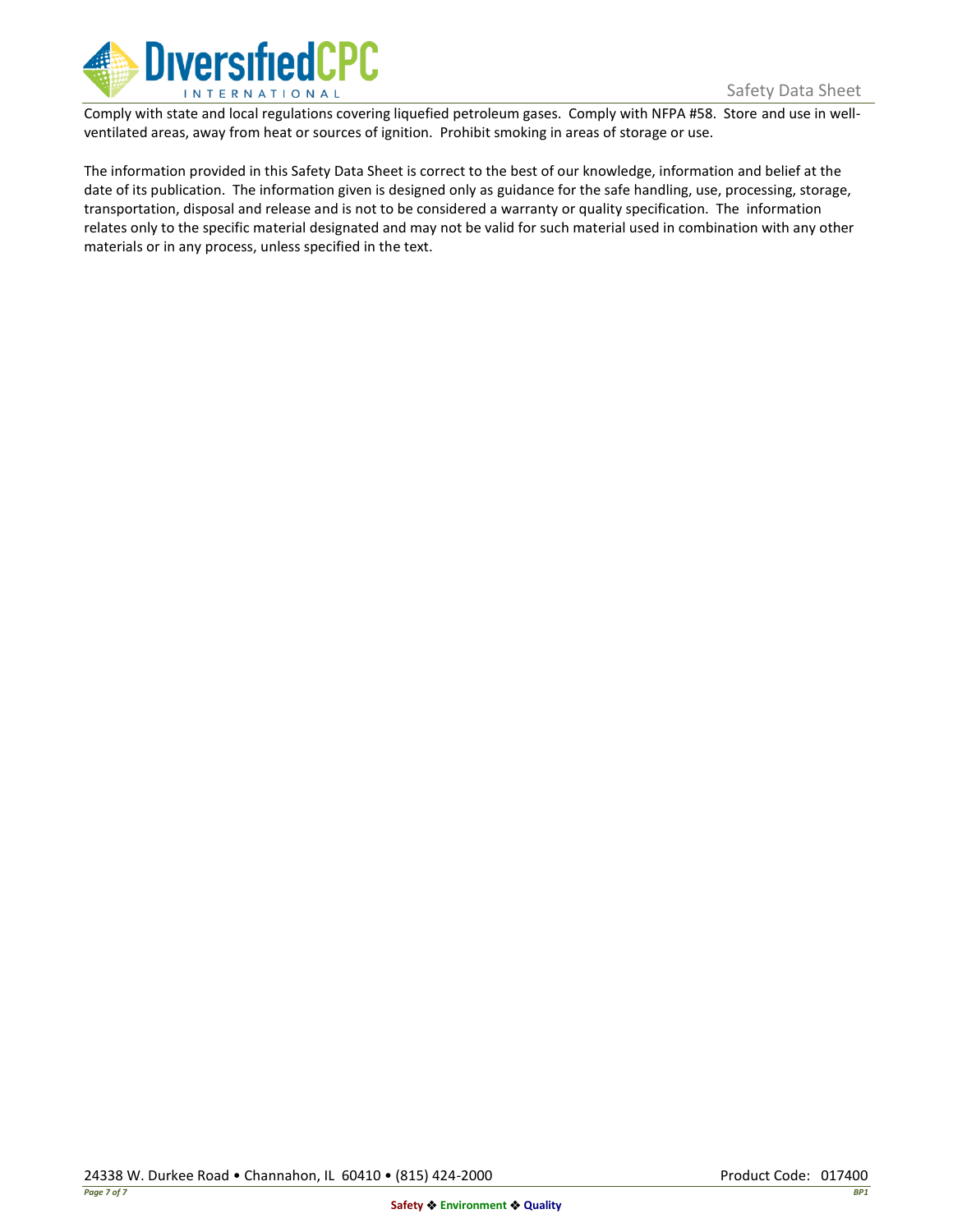Comply with state and local regulations covering liquefied petroleum gases. Comply with NFPA #58. Store and use in well-ventilated areas, away from heat or sources of ignition. Prohibit smoking in areas of storage or use.

The information provided in this Safety Data Sheet is correct to the best of our knowledge, information and belief at the date of its publication. The information given is designed only as guidance for the safe handling, use, processing, storage, transportation, disposal and release and is not to be considered a warranty or quality specification. The information relates only to the specific material designated and may not be valid for such material used in combination with any other materials or in any process, unless specified in the text.